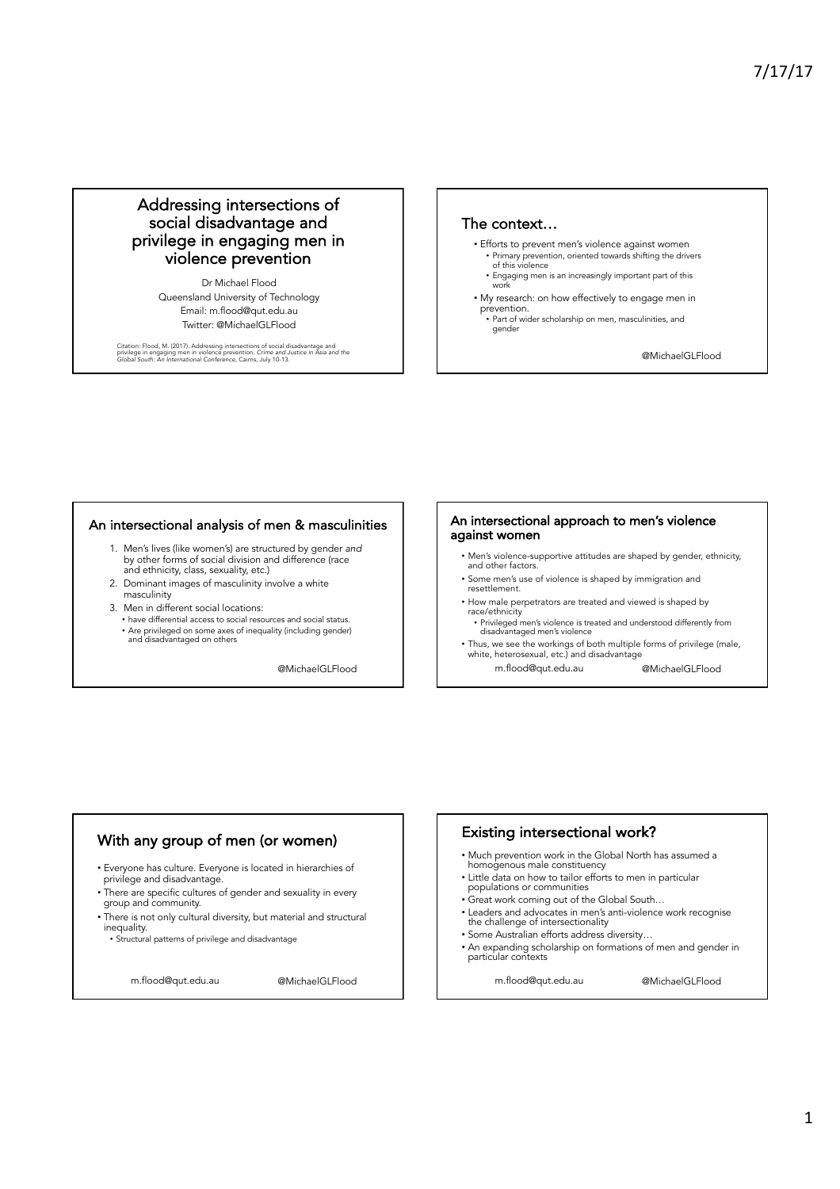# Addressing intersections of social disadvantage and privilege in engaging men in violence prevention

Dr Michael Flood
Queensland University of Technology
Email: m.flood@qut.edu.au
Twitter: @MichaelGLFlood

Citation: Flood, M. (2017). Addressing intersections of social disadvantage and privilege in engaging men in violence prevention. *Crime and Justice in Asia and the Global South: An International Conference*, Cairns, July 10-13.

## The context…

- Efforts to prevent men's violence against women
  - Primary prevention, oriented towards shifting the drivers of this violence
  - Engaging men is an increasingly important part of this work
- My research: on how effectively to engage men in prevention.
  - Part of wider scholarship on men, masculinities, and gender

@MichaelGLFlood

## An intersectional analysis of men & masculinities

1. Men's lives (like women's) are structured by gender *and* by other forms of social division and difference (race and ethnicity, class, sexuality, etc.)
2. Dominant images of masculinity involve a white masculinity
3. Men in different social locations:
   - have differential access to social resources and social status.
   - Are privileged on some axes of inequality (including gender) and disadvantaged on others

@MichaelGLFlood

## An intersectional approach to men's violence against women

- Men's violence-supportive attitudes are shaped by gender, ethnicity, and other factors.
- Some men's use of violence is shaped by immigration and resettlement.
- How male perpetrators are treated and viewed is shaped by race/ethnicity
  - Privileged men's violence is treated and understood differently from disadvantaged men's violence
- Thus, we see the workings of both multiple forms of privilege (male, white, heterosexual, etc.) and disadvantage

m.flood@qut.edu.au @MichaelGLFlood

## With any group of men (or women)

- Everyone has culture. Everyone is located in hierarchies of privilege and disadvantage.
- There are specific cultures of gender and sexuality in every group and community.
- There is not only cultural diversity, but material and structural inequality.
  - Structural patterns of privilege and disadvantage

m.flood@qut.edu.au @MichaelGLFlood

## Existing intersectional work?

- Much prevention work in the Global North has assumed a homogenous male constituency
- Little data on how to tailor efforts to men in particular populations or communities
- Great work coming out of the Global South…
- Leaders and advocates in men's anti-violence work recognise the challenge of intersectionality
- Some Australian efforts address diversity…
- An expanding scholarship on formations of men and gender in particular contexts

m.flood@qut.edu.au @MichaelGLFlood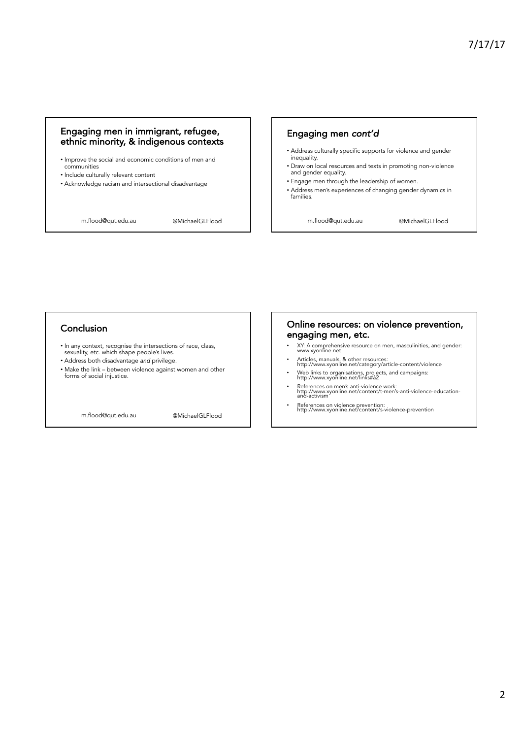## Engaging men in immigrant, refugee, ethnic minority, & indigenous contexts

- Improve the social and economic conditions of men and communities
- Include culturally relevant content
- Acknowledge racism and intersectional disadvantage

m.flood@qut.edu.au @MichaelGLFlood

## Engaging men *cont'd*

- Address culturally specific supports for violence and gender inequality.
- Draw on local resources and texts in promoting non-violence and gender equality.
- Engage men through the leadership of women.
- Address men's experiences of changing gender dynamics in families.

m.flood@qut.edu.au @MichaelGLFlood

## Conclusion

- In any context, recognise the intersections of race, class, sexuality, etc. which shape people's lives.
- Address both disadvantage *and* privilege.
- Make the link – between violence against women and other forms of social injustice.

m.flood@qut.edu.au @MichaelGLFlood

## Online resources: on violence prevention, engaging men, etc.

- XY: A comprehensive resource on men, masculinities, and gender: www.xyonline.net
- Articles, manuals, & other resources: http://www.xyonline.net/category/article-content/violence
- Web links to organisations, projects, and campaigns: http://www.xyonline.net/links#a2
- References on men's anti-violence work: http://www.xyonline.net/content/t-men's-anti-violence-education-and-activism
- References on violence prevention: http://www.xyonline.net/content/s-violence-prevention